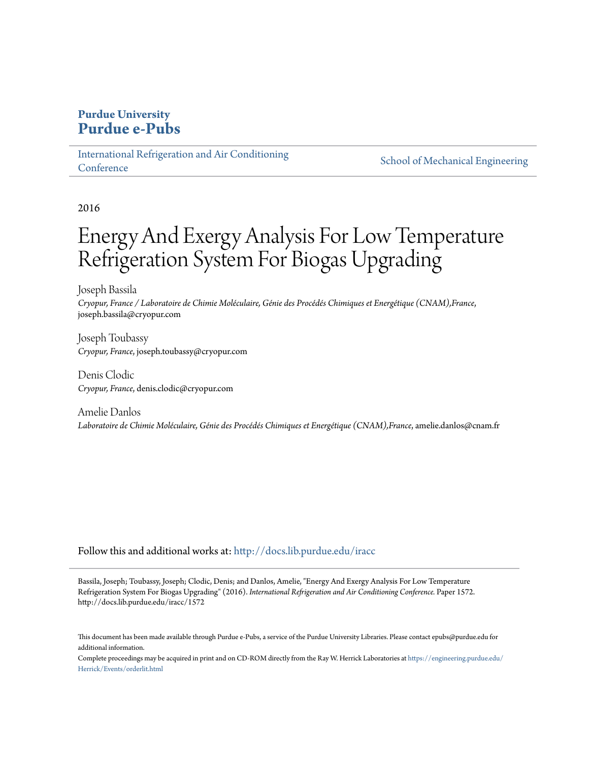**Purdue University**
# Purdue e-Pubs

International Refrigeration and Air Conditioning Conference | School of Mechanical Engineering

2016

# Energy And Exergy Analysis For Low Temperature Refrigeration System For Biogas Upgrading

Joseph Bassila
*Cryopur, France / Laboratoire de Chimie Moléculaire, Génie des Procédés Chimiques et Energétique (CNAM),France*, joseph.bassila@cryopur.com

Joseph Toubassy
*Cryopur, France*, joseph.toubassy@cryopur.com

Denis Clodic
*Cryopur, France*, denis.clodic@cryopur.com

Amelie Danlos
*Laboratoire de Chimie Moléculaire, Génie des Procédés Chimiques et Energétique (CNAM),France*, amelie.danlos@cnam.fr

Follow this and additional works at: http://docs.lib.purdue.edu/iracc

Bassila, Joseph; Toubassy, Joseph; Clodic, Denis; and Danlos, Amelie, "Energy And Exergy Analysis For Low Temperature Refrigeration System For Biogas Upgrading" (2016). *International Refrigeration and Air Conditioning Conference.* Paper 1572. http://docs.lib.purdue.edu/iracc/1572

This document has been made available through Purdue e-Pubs, a service of the Purdue University Libraries. Please contact epubs@purdue.edu for additional information.
Complete proceedings may be acquired in print and on CD-ROM directly from the Ray W. Herrick Laboratories at https://engineering.purdue.edu/Herrick/Events/orderlit.html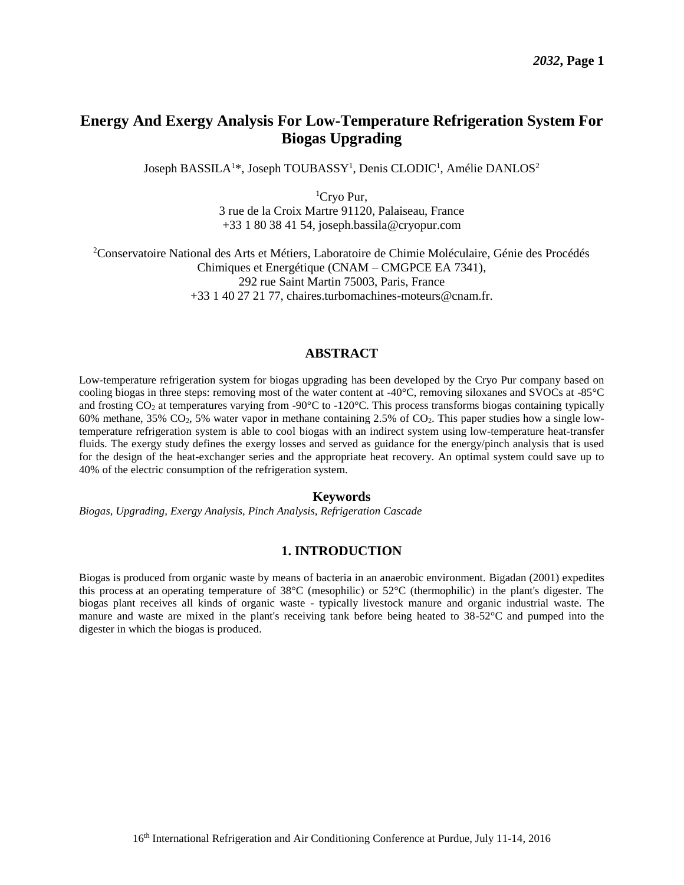# Energy And Exergy Analysis For Low-Temperature Refrigeration System For Biogas Upgrading

Joseph BASSILA[1]*, Joseph TOUBASSY[1], Denis CLODIC[1], Amélie DANLOS[2]

[1]Cryo Pur,
3 rue de la Croix Martre 91120, Palaiseau, France
+33 1 80 38 41 54, joseph.bassila@cryopur.com

[2]Conservatoire National des Arts et Métiers, Laboratoire de Chimie Moléculaire, Génie des Procédés Chimiques et Energétique (CNAM – CMGPCE EA 7341),
292 rue Saint Martin 75003, Paris, France
+33 1 40 27 21 77, chaires.turbomachines-moteurs@cnam.fr.

## ABSTRACT

Low-temperature refrigeration system for biogas upgrading has been developed by the Cryo Pur company based on cooling biogas in three steps: removing most of the water content at -40°C, removing siloxanes and SVOCs at -85°C and frosting $CO_2$ at temperatures varying from -90°C to -120°C. This process transforms biogas containing typically 60% methane, 35% $CO_2$, 5% water vapor in methane containing 2.5% of $CO_2$. This paper studies how a single low-temperature refrigeration system is able to cool biogas with an indirect system using low-temperature heat-transfer fluids. The exergy study defines the exergy losses and served as guidance for the energy/pinch analysis that is used for the design of the heat-exchanger series and the appropriate heat recovery. An optimal system could save up to 40% of the electric consumption of the refrigeration system.

### Keywords

*Biogas, Upgrading, Exergy Analysis, Pinch Analysis, Refrigeration Cascade*

## 1. INTRODUCTION

Biogas is produced from organic waste by means of bacteria in an anaerobic environment. Bigadan (2001) expedites this process at an operating temperature of 38°C (mesophilic) or 52°C (thermophilic) in the plant's digester. The biogas plant receives all kinds of organic waste - typically livestock manure and organic industrial waste. The manure and waste are mixed in the plant's receiving tank before being heated to 38-52°C and pumped into the digester in which the biogas is produced.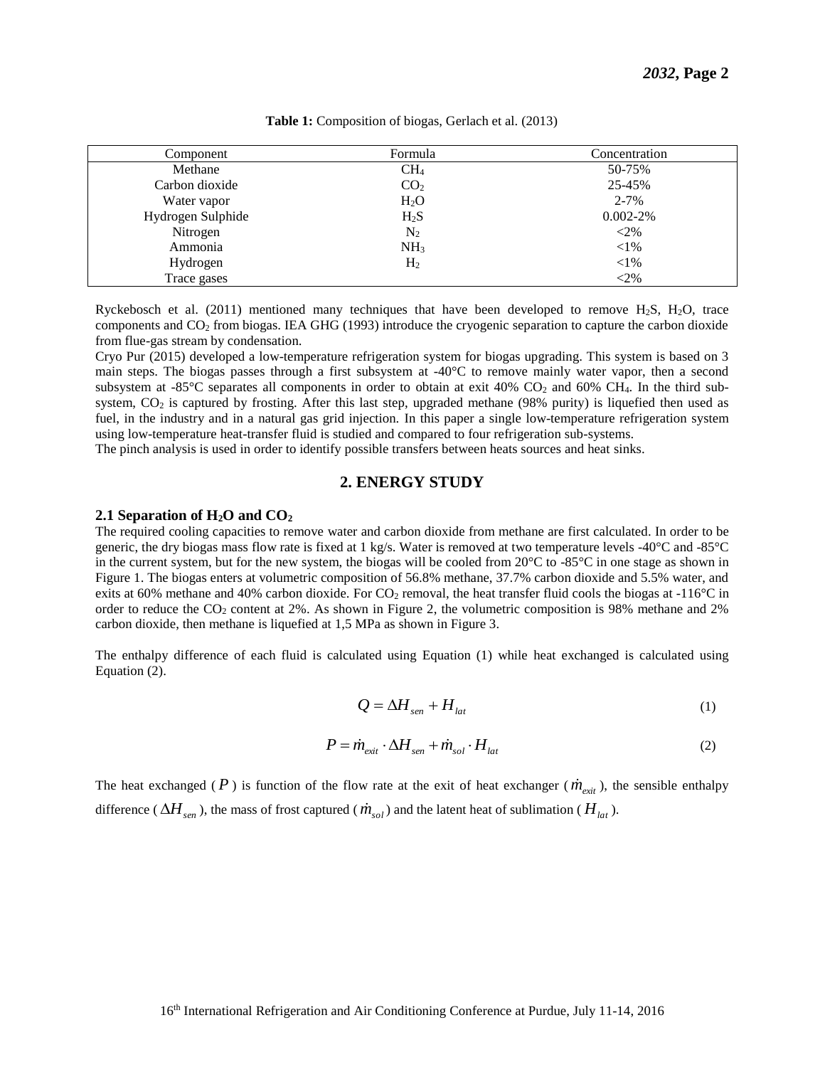**Table 1:** Composition of biogas, Gerlach et al. (2013)

| Component | Formula | Concentration |
|---|---|---|
| Methane | $CH_4$ | 50-75% |
| Carbon dioxide | $CO_2$ | 25-45% |
| Water vapor | $H_2O$ | 2-7% |
| Hydrogen Sulphide | $H_2S$ | 0.002-2% |
| Nitrogen | $N_2$ | <2% |
| Ammonia | $NH_3$ | <1% |
| Hydrogen | $H_2$ | <1% |
| Trace gases | | <2% |

Ryckebosch et al. (2011) mentioned many techniques that have been developed to remove $H_2S$, $H_2O$, trace components and $CO_2$ from biogas. IEA GHG (1993) introduce the cryogenic separation to capture the carbon dioxide from flue-gas stream by condensation.

Cryo Pur (2015) developed a low-temperature refrigeration system for biogas upgrading. This system is based on 3 main steps. The biogas passes through a first subsystem at -40°C to remove mainly water vapor, then a second subsystem at -85°C separates all components in order to obtain at exit 40% $CO_2$ and 60% $CH_4$. In the third sub-system, $CO_2$ is captured by frosting. After this last step, upgraded methane (98% purity) is liquefied then used as fuel, in the industry and in a natural gas grid injection. In this paper a single low-temperature refrigeration system using low-temperature heat-transfer fluid is studied and compared to four refrigeration sub-systems.

The pinch analysis is used in order to identify possible transfers between heats sources and heat sinks.

## 2. ENERGY STUDY

### 2.1 Separation of $H_2O$ and $CO_2$

The required cooling capacities to remove water and carbon dioxide from methane are first calculated. In order to be generic, the dry biogas mass flow rate is fixed at 1 kg/s. Water is removed at two temperature levels -40°C and -85°C in the current system, but for the new system, the biogas will be cooled from 20°C to -85°C in one stage as shown in Figure 1. The biogas enters at volumetric composition of 56.8% methane, 37.7% carbon dioxide and 5.5% water, and exits at 60% methane and 40% carbon dioxide. For $CO_2$ removal, the heat transfer fluid cools the biogas at -116°C in order to reduce the $CO_2$ content at 2%. As shown in Figure 2, the volumetric composition is 98% methane and 2% carbon dioxide, then methane is liquefied at 1,5 MPa as shown in Figure 3.

The enthalpy difference of each fluid is calculated using Equation (1) while heat exchanged is calculated using Equation (2).

$$Q = \Delta H_{sen} + H_{lat} \tag{1}$$

$$P = \dot{m}_{exit} \cdot \Delta H_{sen} + \dot{m}_{sol} \cdot H_{lat} \tag{2}$$

The heat exchanged ($P$) is function of the flow rate at the exit of heat exchanger ($\dot{m}_{exit}$), the sensible enthalpy difference ($\Delta H_{sen}$), the mass of frost captured ($\dot{m}_{sol}$) and the latent heat of sublimation ($H_{lat}$).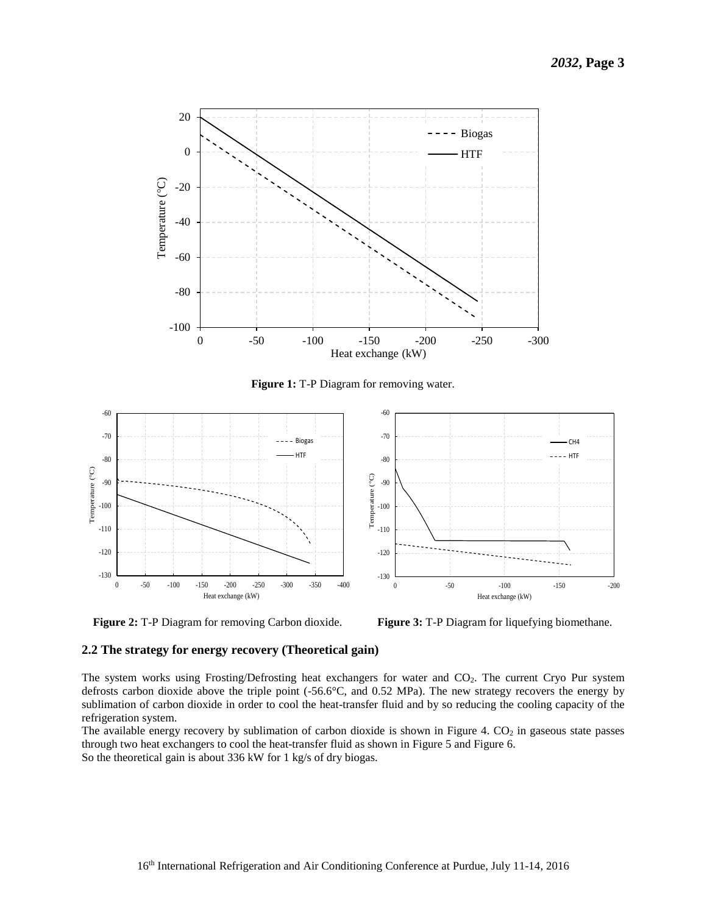20
0
-20
-40
-60
-80
-100
Temperature (°C)
0
-50
-100
-150
-200
-250
-300
Heat exchange (kW)
Biogas
HTF

**Figure 1:** T-P Diagram for removing water.

-60
-70
-80
-90
-100
-110
-120
-130
Temperature (°C)
0
-50
-100
-150
-200
-250
-300
-350
-400
Heat exchange (kW)
Biogas
HTF

**Figure 2:** T-P Diagram for removing Carbon dioxide.

-60
-70
-80
-90
-100
-110
-120
-130
Temperature (°C)
0
-50
-100
-150
-200
Heat exchange (kW)
CH4
HTF

**Figure 3:** T-P Diagram for liquefying biomethane.

### 2.2 The strategy for energy recovery (Theoretical gain)

The system works using Frosting/Defrosting heat exchangers for water and $CO_2$. The current Cryo Pur system defrosts carbon dioxide above the triple point (-56.6°C, and 0.52 MPa). The new strategy recovers the energy by sublimation of carbon dioxide in order to cool the heat-transfer fluid and by so reducing the cooling capacity of the refrigeration system.

The available energy recovery by sublimation of carbon dioxide is shown in Figure 4. $CO_2$ in gaseous state passes through two heat exchangers to cool the heat-transfer fluid as shown in Figure 5 and Figure 6.

So the theoretical gain is about 336 kW for 1 kg/s of dry biogas.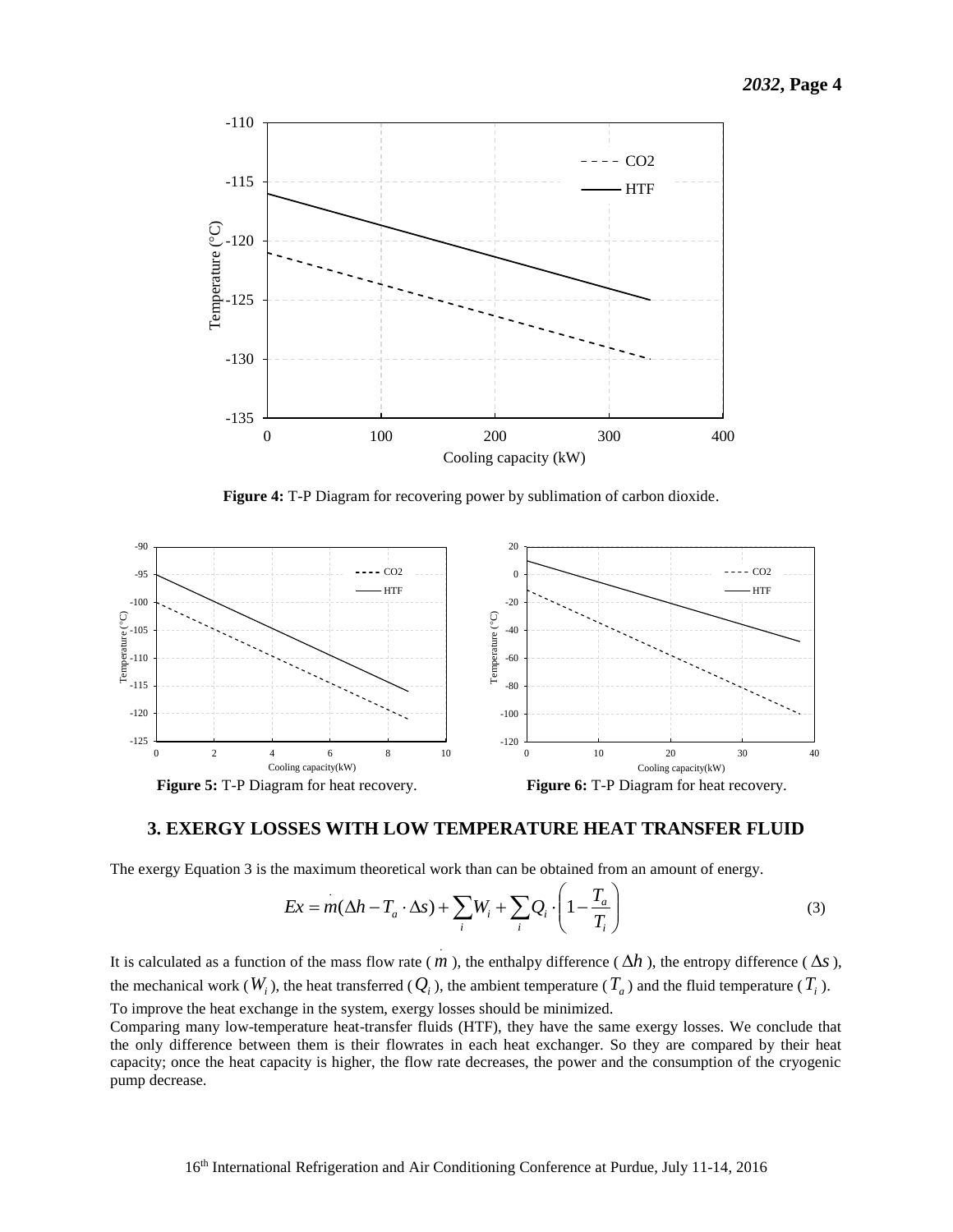-110
-115
-120
-125
-130
-135
Temperature (°C)
0
100
200
300
400
Cooling capacity (kW)
CO2
HTF

**Figure 4:** T-P Diagram for recovering power by sublimation of carbon dioxide.

-90
-95
-100
-105
-110
-115
-120
-125
Temperature (°C)
0
2
4
6
8
10
Cooling capacity(kW)
CO2
HTF

**Figure 5:** T-P Diagram for heat recovery.

20
0
-20
-40
-60
-80
-100
-120
Temperature (°C)
0
10
20
30
40
Cooling capacity(kW)
CO2
HTF

**Figure 6:** T-P Diagram for heat recovery.

## 3. EXERGY LOSSES WITH LOW TEMPERATURE HEAT TRANSFER FLUID

The exergy Equation 3 is the maximum theoretical work than can be obtained from an amount of energy.

$$Ex = \dot{m}(\Delta h - T_a \cdot \Delta s) + \sum_i W_i + \sum_i Q_i \cdot \left(1 - \frac{T_a}{T_i}\right) \tag{3}$$

It is calculated as a function of the mass flow rate ( $\dot{m}$ ), the enthalpy difference ( $\Delta h$ ), the entropy difference ( $\Delta s$ ), the mechanical work ( $W_i$ ), the heat transferred ( $Q_i$ ), the ambient temperature ( $T_a$ ) and the fluid temperature ( $T_i$ ).
To improve the heat exchange in the system, exergy losses should be minimized.
Comparing many low-temperature heat-transfer fluids (HTF), they have the same exergy losses. We conclude that the only difference between them is their flowrates in each heat exchanger. So they are compared by their heat capacity; once the heat capacity is higher, the flow rate decreases, the power and the consumption of the cryogenic pump decrease.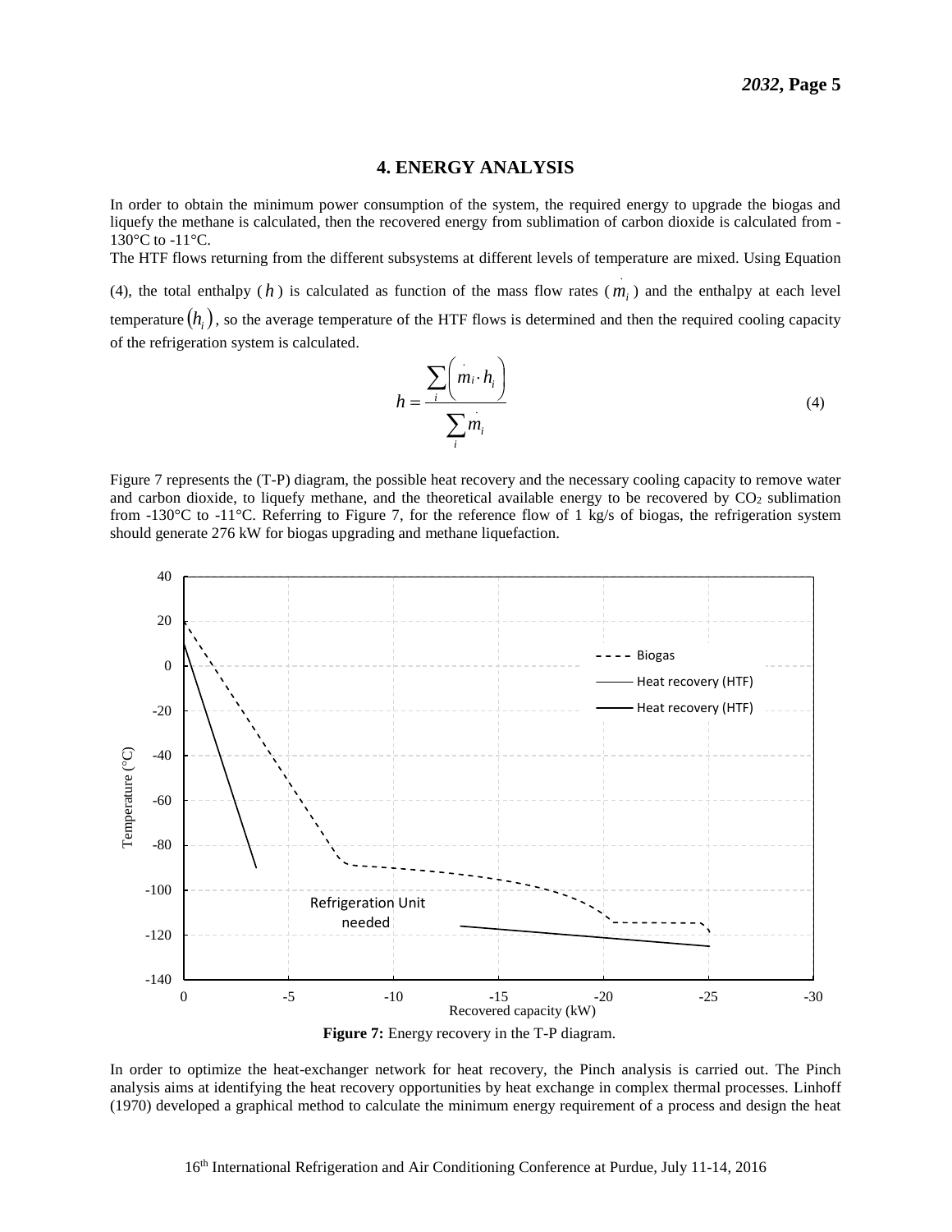## 4. ENERGY ANALYSIS

In order to obtain the minimum power consumption of the system, the required energy to upgrade the biogas and liquefy the methane is calculated, then the recovered energy from sublimation of carbon dioxide is calculated from -130°C to -11°C.

The HTF flows returning from the different subsystems at different levels of temperature are mixed. Using Equation (4), the total enthalpy ($h$) is calculated as function of the mass flow rates ($\dot{m}_i$) and the enthalpy at each level temperature $(h_i)$, so the average temperature of the HTF flows is determined and then the required cooling capacity of the refrigeration system is calculated.

$$h = \frac{\sum_i \left( \dot{m}_i \cdot h_i \right)}{\sum_i \dot{m}_i} \tag{4}$$

Figure 7 represents the (T-P) diagram, the possible heat recovery and the necessary cooling capacity to remove water and carbon dioxide, to liquefy methane, and the theoretical available energy to be recovered by $CO_2$ sublimation from -130°C to -11°C. Referring to Figure 7, for the reference flow of 1 kg/s of biogas, the refrigeration system should generate 276 kW for biogas upgrading and methane liquefaction.

Temperature (°C)
40
20
0
-20
-40
-60
-80
-100
-120
-140
0
-5
-10
-15
-20
-25
-30
Recovered capacity (kW)
Biogas
Heat recovery (HTF)
Heat recovery (HTF)
Refrigeration Unit needed

**Figure 7:** Energy recovery in the T-P diagram.

In order to optimize the heat-exchanger network for heat recovery, the Pinch analysis is carried out. The Pinch analysis aims at identifying the heat recovery opportunities by heat exchange in complex thermal processes. Linhoff (1970) developed a graphical method to calculate the minimum energy requirement of a process and design the heat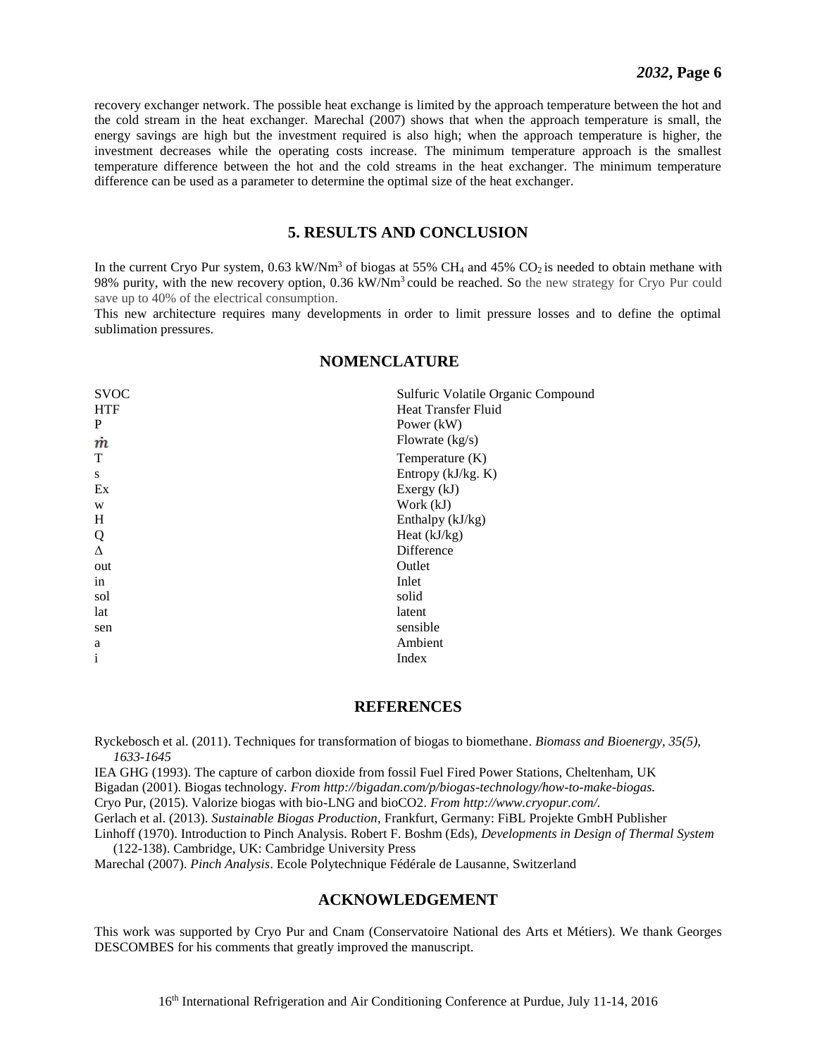recovery exchanger network. The possible heat exchange is limited by the approach temperature between the hot and the cold stream in the heat exchanger. Marechal (2007) shows that when the approach temperature is small, the energy savings are high but the investment required is also high; when the approach temperature is higher, the investment decreases while the operating costs increase. The minimum temperature approach is the smallest temperature difference between the hot and the cold streams in the heat exchanger. The minimum temperature difference can be used as a parameter to determine the optimal size of the heat exchanger.

## 5. RESULTS AND CONCLUSION

In the current Cryo Pur system, 0.63 kW/Nm$^3$ of biogas at 55% $CH_4$ and 45% $CO_2$ is needed to obtain methane with 98% purity, with the new recovery option, 0.36 kW/Nm$^3$ could be reached. So the new strategy for Cryo Pur could save up to 40% of the electrical consumption.

This new architecture requires many developments in order to limit pressure losses and to define the optimal sublimation pressures.

## NOMENCLATURE

| | |
|---|---|
| SVOC | Sulfuric Volatile Organic Compound |
| HTF | Heat Transfer Fluid |
| P | Power (kW) |
| $\dot{m}$ | Flowrate (kg/s) |
| T | Temperature (K) |
| s | Entropy (kJ/kg. K) |
| Ex | Exergy (kJ) |
| w | Work (kJ) |
| H | Enthalpy (kJ/kg) |
| Q | Heat (kJ/kg) |
| Δ | Difference |
| out | Outlet |
| in | Inlet |
| sol | solid |
| lat | latent |
| sen | sensible |
| a | Ambient |
| i | Index |

## REFERENCES

Ryckebosch et al. (2011). Techniques for transformation of biogas to biomethane. *Biomass and Bioenergy, 35(5), 1633-1645*

IEA GHG (1993). The capture of carbon dioxide from fossil Fuel Fired Power Stations, Cheltenham, UK

Bigadan (2001). Biogas technology. *From http://bigadan.com/p/biogas-technology/how-to-make-biogas.*

Cryo Pur, (2015). Valorize biogas with bio-LNG and bioCO2. *From http://www.cryopur.com/.*

Gerlach et al. (2013). *Sustainable Biogas Production*, Frankfurt, Germany: FiBL Projekte GmbH Publisher

Linhoff (1970). Introduction to Pinch Analysis. Robert F. Boshm (Eds), *Developments in Design of Thermal System* (122-138). Cambridge, UK: Cambridge University Press

Marechal (2007). *Pinch Analysis*. Ecole Polytechnique Fédérale de Lausanne, Switzerland

## ACKNOWLEDGEMENT

This work was supported by Cryo Pur and Cnam (Conservatoire National des Arts et Métiers). We thank Georges DESCOMBES for his comments that greatly improved the manuscript.